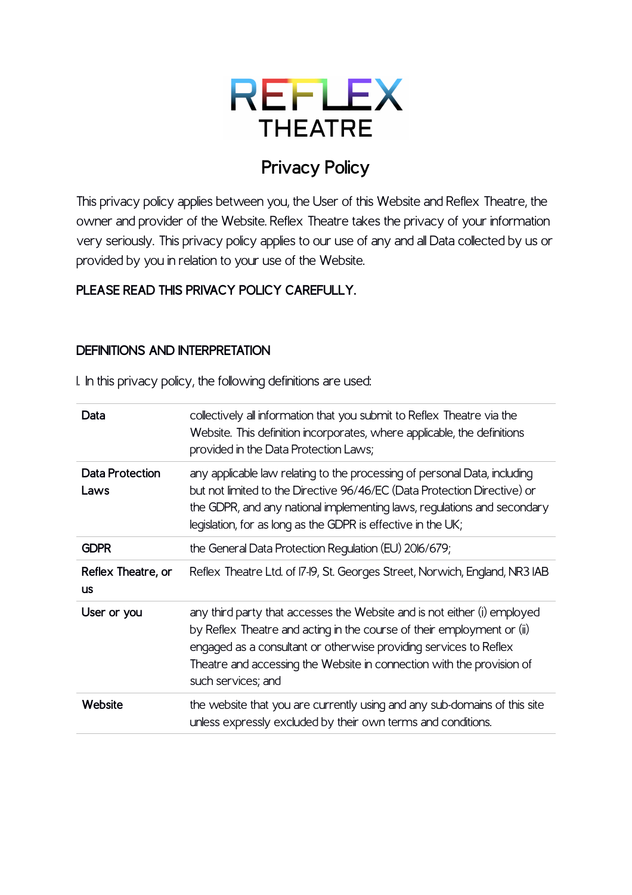# REFLEX THEATRE

## Privacy Policy

This privacy policy applies between you, the User of this Website and Reflex Theatre, the owner and provider of the Website. Reflex Theatre takes the privacy of your information very seriously. This privacy policy applies to our use of any and all Data collected by us or provided by you in relation to your use of the Website.

**PLEASE READ THIS PRIVACY POLICY CAREFULLY.**

### DEFINITIONS AND INTERPRETATION

1. In this privacy policy, the following definitions are used:

| | |
|---|---|
| **Data** | collectively all information that you submit to Reflex Theatre via the Website. This definition incorporates, where applicable, the definitions provided in the Data Protection Laws; |
| **Data Protection Laws** | any applicable law relating to the processing of personal Data, including but not limited to the Directive 96/46/EC (Data Protection Directive) or the GDPR, and any national implementing laws, regulations and secondary legislation, for as long as the GDPR is effective in the UK; |
| **GDPR** | the General Data Protection Regulation (EU) 2016/679; |
| **Reflex Theatre, or us** | Reflex Theatre Ltd. of 17-19, St. Georges Street, Norwich, England, NR3 1AB |
| **User or you** | any third party that accesses the Website and is not either (i) employed by Reflex Theatre and acting in the course of their employment or (ii) engaged as a consultant or otherwise providing services to Reflex Theatre and accessing the Website in connection with the provision of such services; and |
| **Website** | the website that you are currently using and any sub-domains of this site unless expressly excluded by their own terms and conditions. |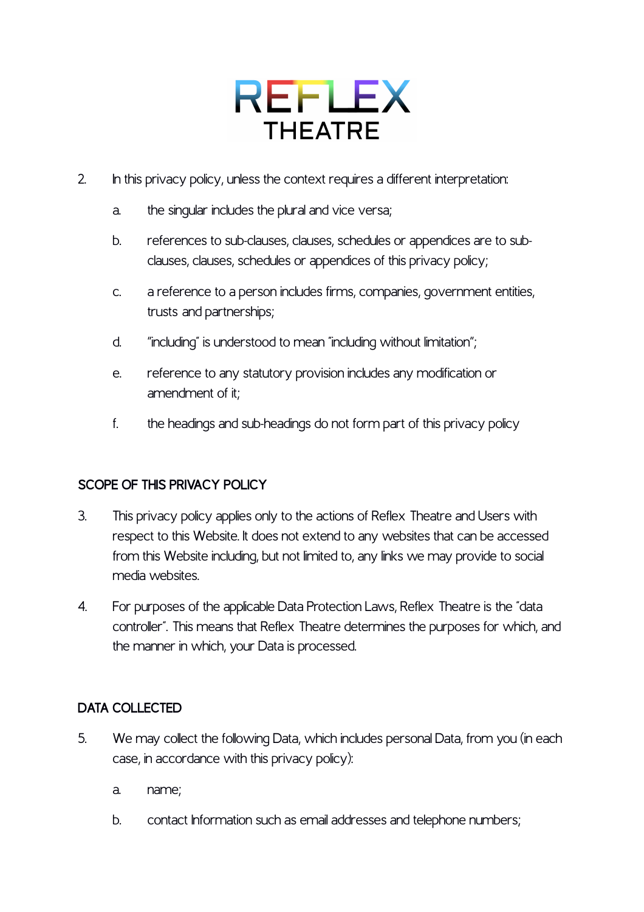2. In this privacy policy, unless the context requires a different interpretation:

    a. the singular includes the plural and vice versa;

    b. references to sub-clauses, clauses, schedules or appendices are to sub-clauses, clauses, schedules or appendices of this privacy policy;

    c. a reference to a person includes firms, companies, government entities, trusts and partnerships;

    d. "including" is understood to mean "including without limitation";

    e. reference to any statutory provision includes any modification or amendment of it;

    f. the headings and sub-headings do not form part of this privacy policy

## SCOPE OF THIS PRIVACY POLICY

3. This privacy policy applies only to the actions of Reflex Theatre and Users with respect to this Website. It does not extend to any websites that can be accessed from this Website including, but not limited to, any links we may provide to social media websites.

4. For purposes of the applicable Data Protection Laws, Reflex Theatre is the "data controller". This means that Reflex Theatre determines the purposes for which, and the manner in which, your Data is processed.

## DATA COLLECTED

5. We may collect the following Data, which includes personal Data, from you (in each case, in accordance with this privacy policy):

    a. name;

    b. contact Information such as email addresses and telephone numbers;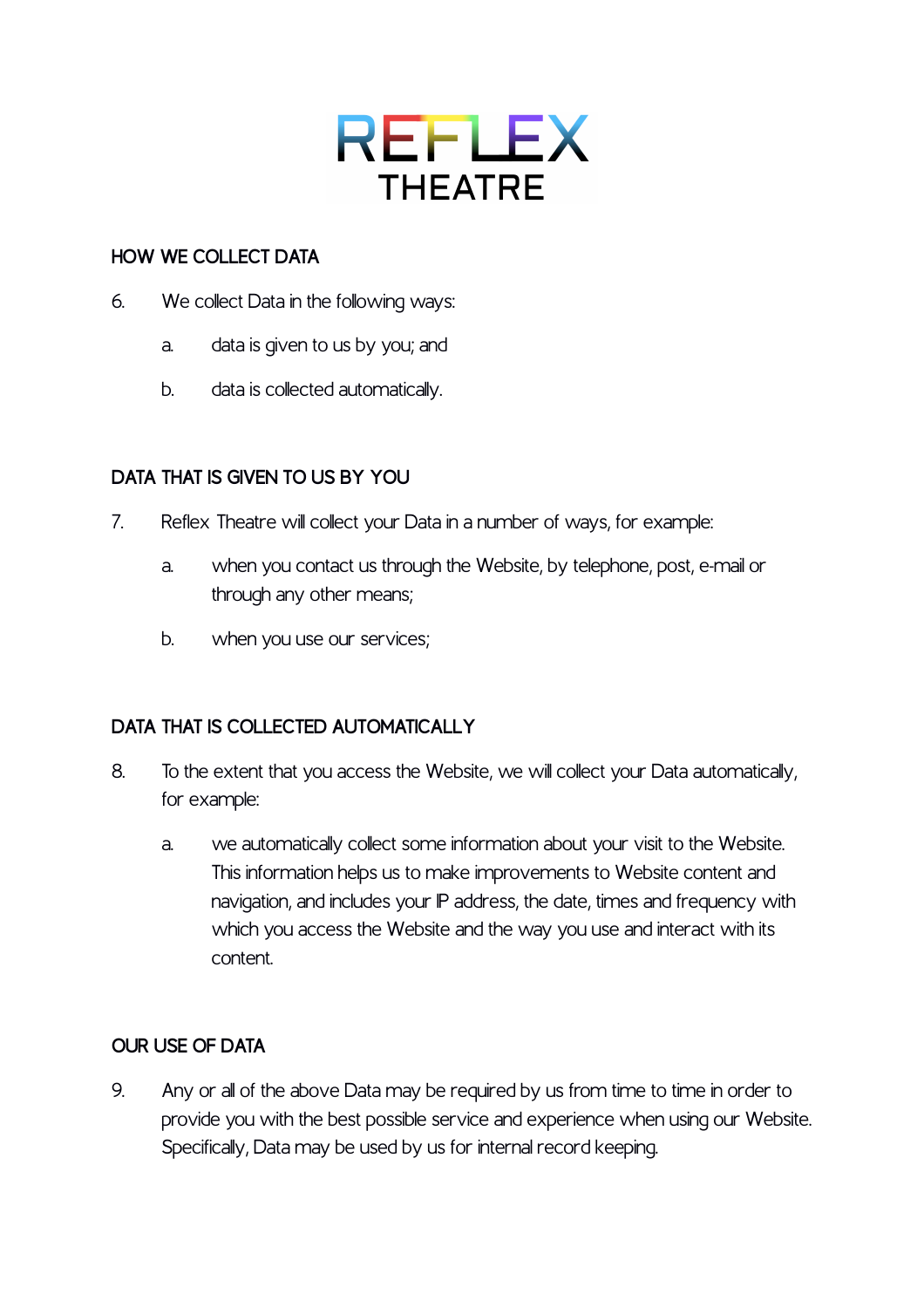## HOW WE COLLECT DATA

6. We collect Data in the following ways:

   a. data is given to us by you; and

   b. data is collected automatically.

## DATA THAT IS GIVEN TO US BY YOU

7. Reflex Theatre will collect your Data in a number of ways, for example:

   a. when you contact us through the Website, by telephone, post, e-mail or through any other means;

   b. when you use our services;

## DATA THAT IS COLLECTED AUTOMATICALLY

8. To the extent that you access the Website, we will collect your Data automatically, for example:

   a. we automatically collect some information about your visit to the Website. This information helps us to make improvements to Website content and navigation, and includes your IP address, the date, times and frequency with which you access the Website and the way you use and interact with its content.

## OUR USE OF DATA

9. Any or all of the above Data may be required by us from time to time in order to provide you with the best possible service and experience when using our Website. Specifically, Data may be used by us for internal record keeping.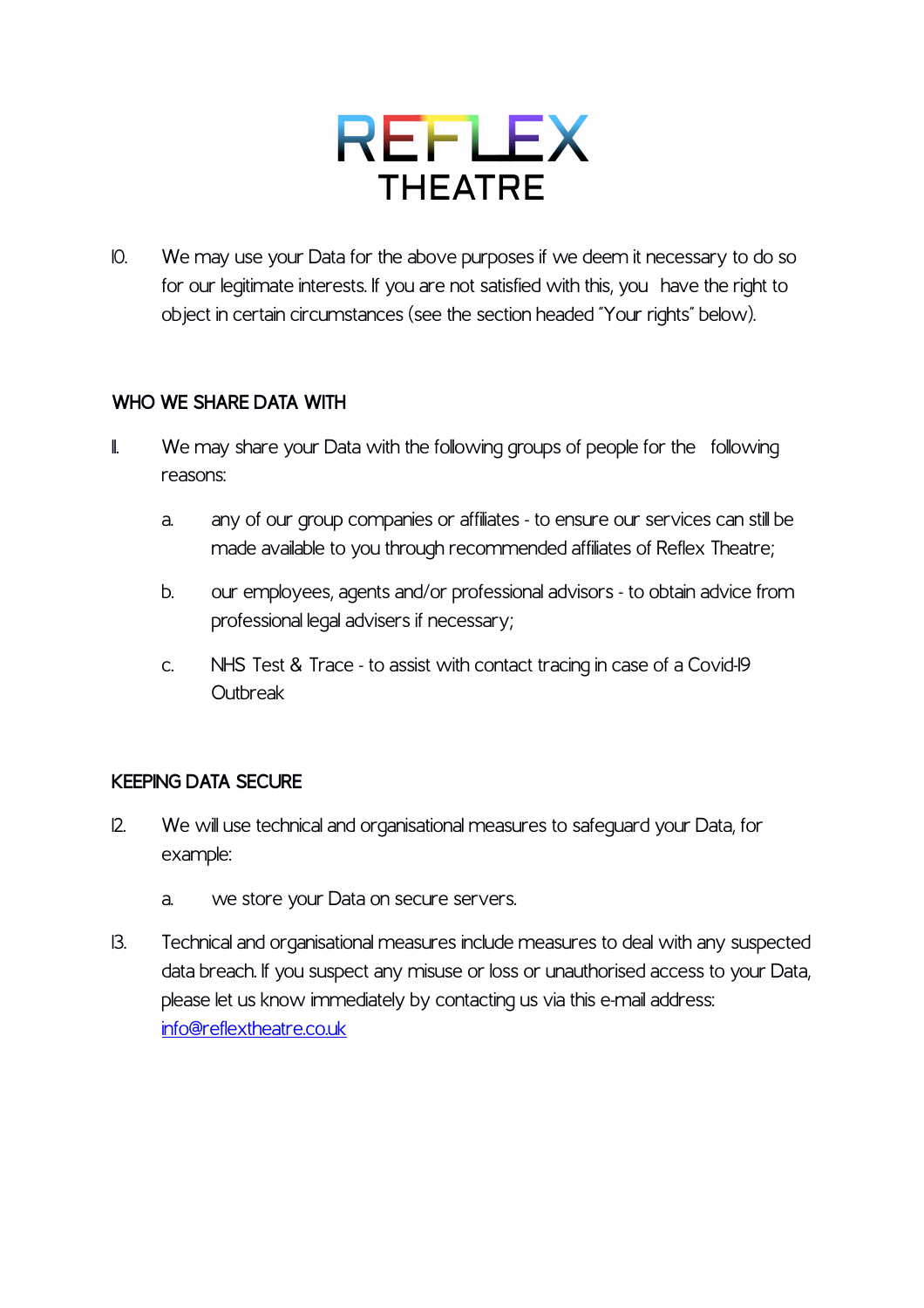10. We may use your Data for the above purposes if we deem it necessary to do so for our legitimate interests. If you are not satisfied with this, you have the right to object in certain circumstances (see the section headed "Your rights" below).

## WHO WE SHARE DATA WITH

11. We may share your Data with the following groups of people for the following reasons:

    a. any of our group companies or affiliates - to ensure our services can still be made available to you through recommended affiliates of Reflex Theatre;

    b. our employees, agents and/or professional advisors - to obtain advice from professional legal advisers if necessary;

    c. NHS Test & Trace - to assist with contact tracing in case of a Covid-19 Outbreak

## KEEPING DATA SECURE

12. We will use technical and organisational measures to safeguard your Data, for example:

    a. we store your Data on secure servers.

13. Technical and organisational measures include measures to deal with any suspected data breach. If you suspect any misuse or loss or unauthorised access to your Data, please let us know immediately by contacting us via this e-mail address: info@reflextheatre.co.uk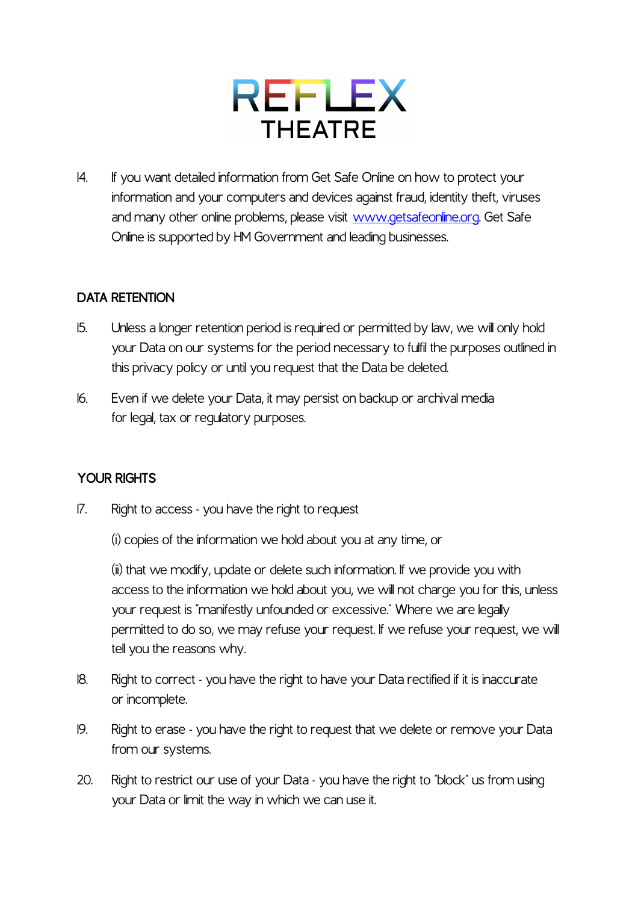14. If you want detailed information from Get Safe Online on how to protect your information and your computers and devices against fraud, identity theft, viruses and many other online problems, please visit [www.getsafeonline.org](http://www.getsafeonline.org). Get Safe Online is supported by HM Government and leading businesses.

## DATA RETENTION

15. Unless a longer retention period is required or permitted by law, we will only hold your Data on our systems for the period necessary to fulfil the purposes outlined in this privacy policy or until you request that the Data be deleted.

16. Even if we delete your Data, it may persist on backup or archival media for legal, tax or regulatory purposes.

## YOUR RIGHTS

17. Right to access - you have the right to request

    (i) copies of the information we hold about you at any time, or

    (ii) that we modify, update or delete such information. If we provide you with access to the information we hold about you, we will not charge you for this, unless your request is "manifestly unfounded or excessive." Where we are legally permitted to do so, we may refuse your request. If we refuse your request, we will tell you the reasons why.

18. Right to correct - you have the right to have your Data rectified if it is inaccurate or incomplete.

19. Right to erase - you have the right to request that we delete or remove your Data from our systems.

20. Right to restrict our use of your Data - you have the right to "block" us from using your Data or limit the way in which we can use it.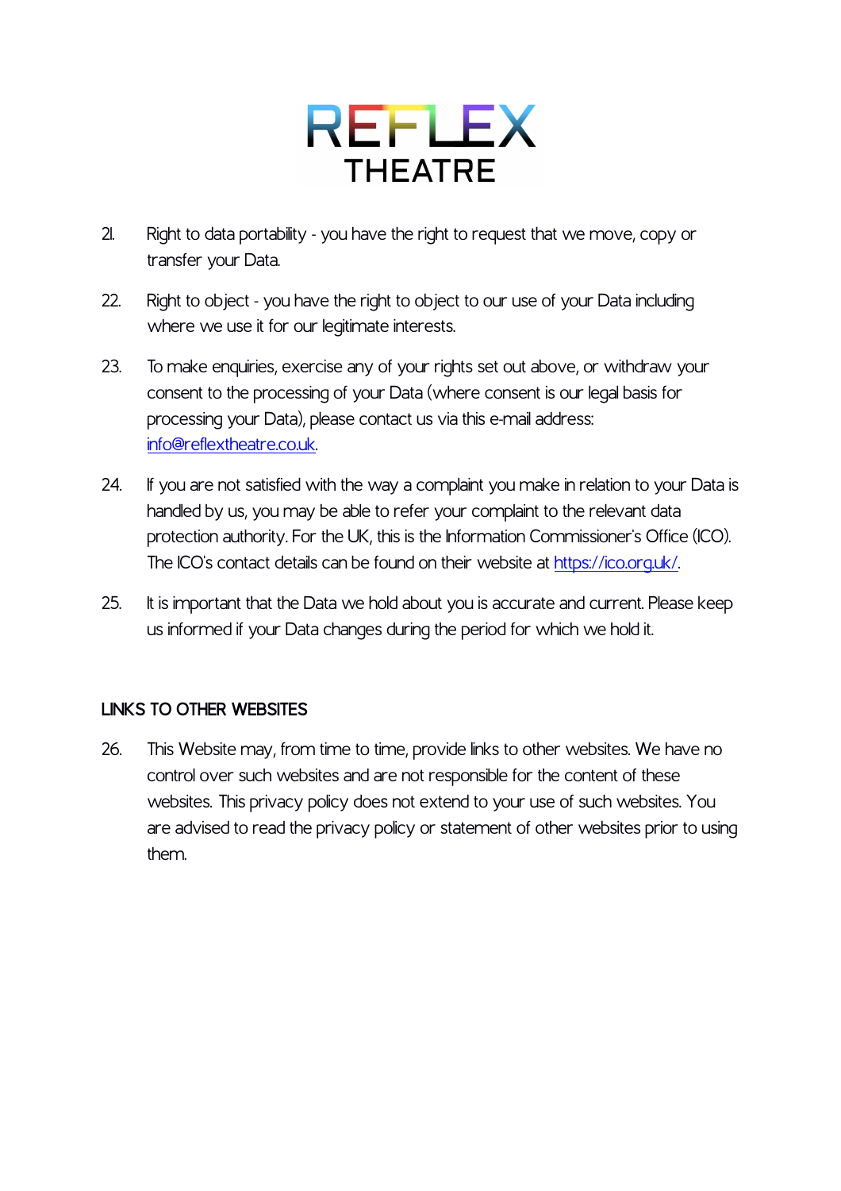21. Right to data portability - you have the right to request that we move, copy or transfer your Data.

22. Right to object - you have the right to object to our use of your Data including where we use it for our legitimate interests.

23. To make enquiries, exercise any of your rights set out above, or withdraw your consent to the processing of your Data (where consent is our legal basis for processing your Data), please contact us via this e-mail address: [info@reflextheatre.co.uk](mailto:info@reflextheatre.co.uk).

24. If you are not satisfied with the way a complaint you make in relation to your Data is handled by us, you may be able to refer your complaint to the relevant data protection authority. For the UK, this is the Information Commissioner's Office (ICO). The ICO's contact details can be found on their website at [https://ico.org.uk/](https://ico.org.uk/).

25. It is important that the Data we hold about you is accurate and current. Please keep us informed if your Data changes during the period for which we hold it.

## LINKS TO OTHER WEBSITES

26. This Website may, from time to time, provide links to other websites. We have no control over such websites and are not responsible for the content of these websites. This privacy policy does not extend to your use of such websites. You are advised to read the privacy policy or statement of other websites prior to using them.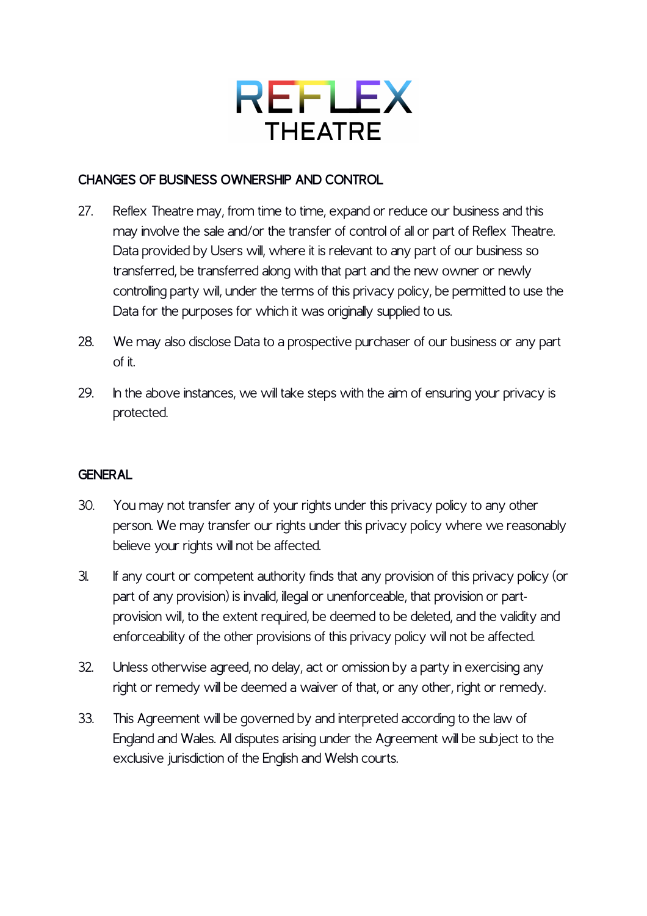## CHANGES OF BUSINESS OWNERSHIP AND CONTROL

27. Reflex Theatre may, from time to time, expand or reduce our business and this may involve the sale and/or the transfer of control of all or part of Reflex Theatre. Data provided by Users will, where it is relevant to any part of our business so transferred, be transferred along with that part and the new owner or newly controlling party will, under the terms of this privacy policy, be permitted to use the Data for the purposes for which it was originally supplied to us.

28. We may also disclose Data to a prospective purchaser of our business or any part of it.

29. In the above instances, we will take steps with the aim of ensuring your privacy is protected.

## GENERAL

30. You may not transfer any of your rights under this privacy policy to any other person. We may transfer our rights under this privacy policy where we reasonably believe your rights will not be affected.

31. If any court or competent authority finds that any provision of this privacy policy (or part of any provision) is invalid, illegal or unenforceable, that provision or part-provision will, to the extent required, be deemed to be deleted, and the validity and enforceability of the other provisions of this privacy policy will not be affected.

32. Unless otherwise agreed, no delay, act or omission by a party in exercising any right or remedy will be deemed a waiver of that, or any other, right or remedy.

33. This Agreement will be governed by and interpreted according to the law of England and Wales. All disputes arising under the Agreement will be subject to the exclusive jurisdiction of the English and Welsh courts.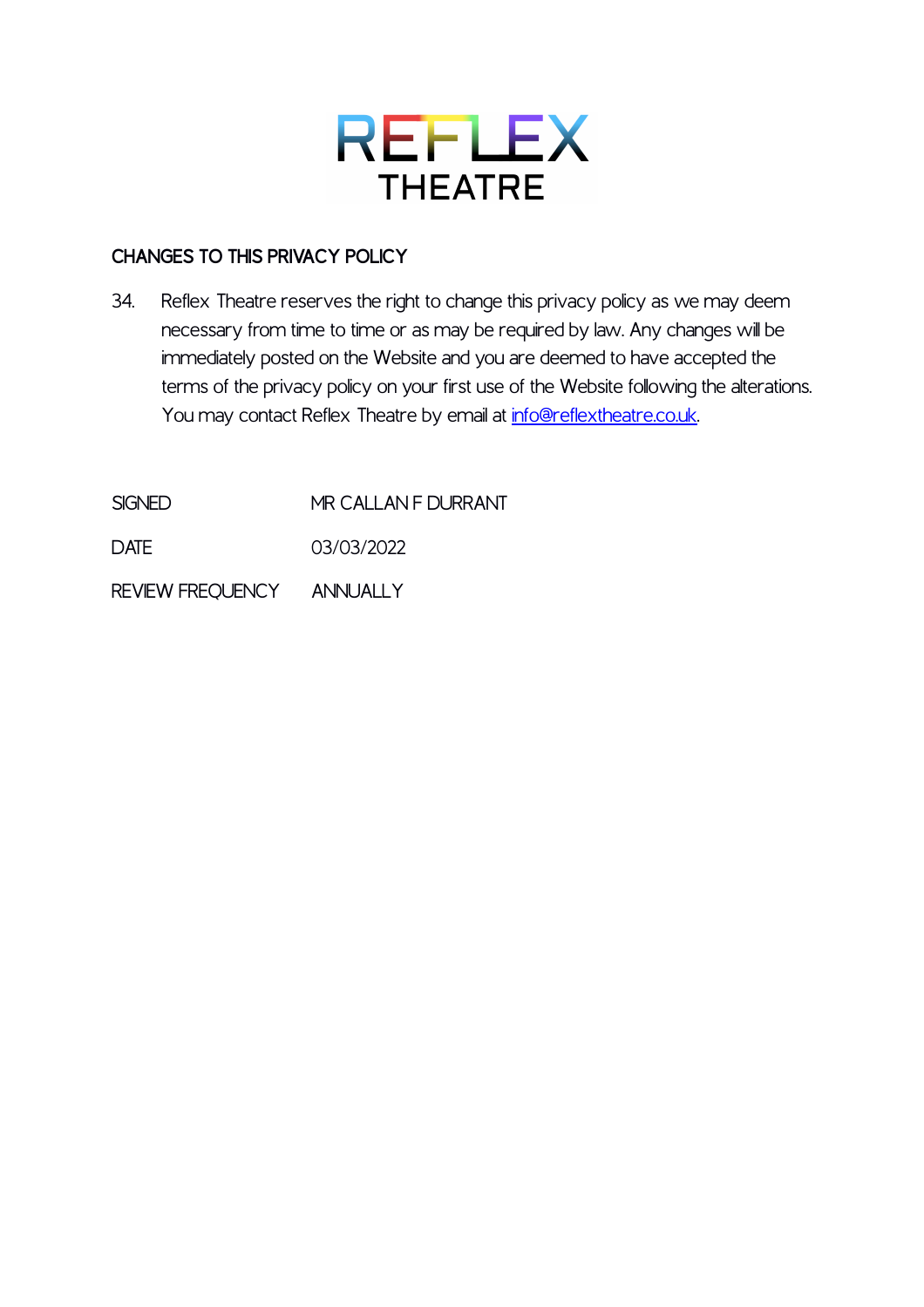REFLEX THEATRE

## CHANGES TO THIS PRIVACY POLICY

34. Reflex Theatre reserves the right to change this privacy policy as we may deem necessary from time to time or as may be required by law. Any changes will be immediately posted on the Website and you are deemed to have accepted the terms of the privacy policy on your first use of the Website following the alterations. You may contact Reflex Theatre by email at info@reflextheatre.co.uk.

| | |
|---|---|
| SIGNED | MR CALLAN F DURRANT |
| DATE | 03/03/2022 |
| REVIEW FREQUENCY | ANNUALLY |